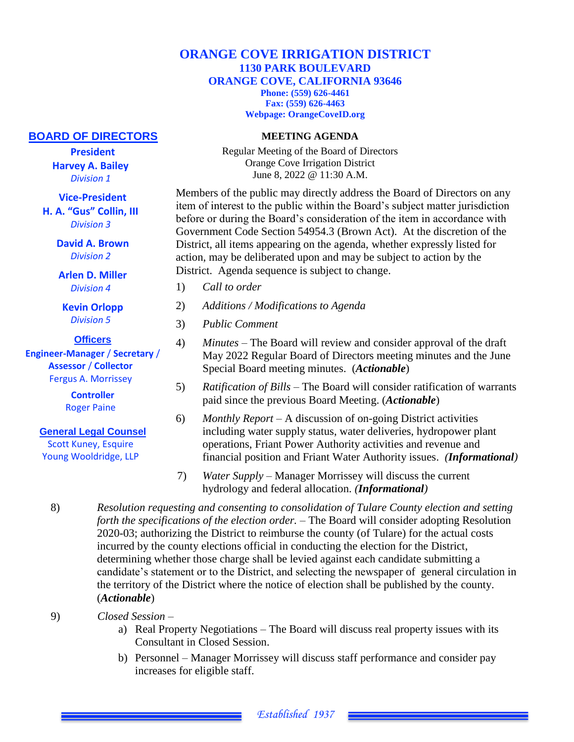# ORANGE COVE IRRIGATION DISTRICT

**1130 PARK BOULEVARD**
**ORANGE COVE, CALIFORNIA 93646**
**Phone: (559) 626-4461**
**Fax: (559) 626-4463**
**Webpage: OrangeCoveID.org**

## BOARD OF DIRECTORS

**President**
**Harvey A. Bailey**
*Division 1*

**Vice-President**
**H. A. "Gus" Collin, III**
*Division 3*

**David A. Brown**
*Division 2*

**Arlen D. Miller**
*Division 4*

**Kevin Orlopp**
*Division 5*

**Officers**

**Engineer-Manager / Secretary / Assessor / Collector**
Fergus A. Morrissey

**Controller**
Roger Paine

**General Legal Counsel**
Scott Kuney, Esquire
Young Wooldridge, LLP

## MEETING AGENDA

Regular Meeting of the Board of Directors
Orange Cove Irrigation District
June 8, 2022 @ 11:30 A.M.

Members of the public may directly address the Board of Directors on any item of interest to the public within the Board's subject matter jurisdiction before or during the Board's consideration of the item in accordance with Government Code Section 54954.3 (Brown Act). At the discretion of the District, all items appearing on the agenda, whether expressly listed for action, may be deliberated upon and may be subject to action by the District. Agenda sequence is subject to change.

1) *Call to order*
2) *Additions / Modifications to Agenda*
3) *Public Comment*
4) *Minutes* – The Board will review and consider approval of the draft May 2022 Regular Board of Directors meeting minutes and the June Special Board meeting minutes. (***Actionable***)
5) *Ratification of Bills* – The Board will consider ratification of warrants paid since the previous Board Meeting. (***Actionable***)
6) *Monthly Report* – A discussion of on-going District activities including water supply status, water deliveries, hydropower plant operations, Friant Power Authority activities and revenue and financial position and Friant Water Authority issues. ***(Informational)***
7) *Water Supply* – Manager Morrissey will discuss the current hydrology and federal allocation. ***(Informational)***
8) *Resolution requesting and consenting to consolidation of Tulare County election and setting forth the specifications of the election order.* – The Board will consider adopting Resolution 2020-03; authorizing the District to reimburse the county (of Tulare) for the actual costs incurred by the county elections official in conducting the election for the District, determining whether those charge shall be levied against each candidate submitting a candidate's statement or to the District, and selecting the newspaper of general circulation in the territory of the District where the notice of election shall be published by the county. (***Actionable***)
9) *Closed Session* –
   a) Real Property Negotiations – The Board will discuss real property issues with its Consultant in Closed Session.
   b) Personnel – Manager Morrissey will discuss staff performance and consider pay increases for eligible staff.

*Established 1937*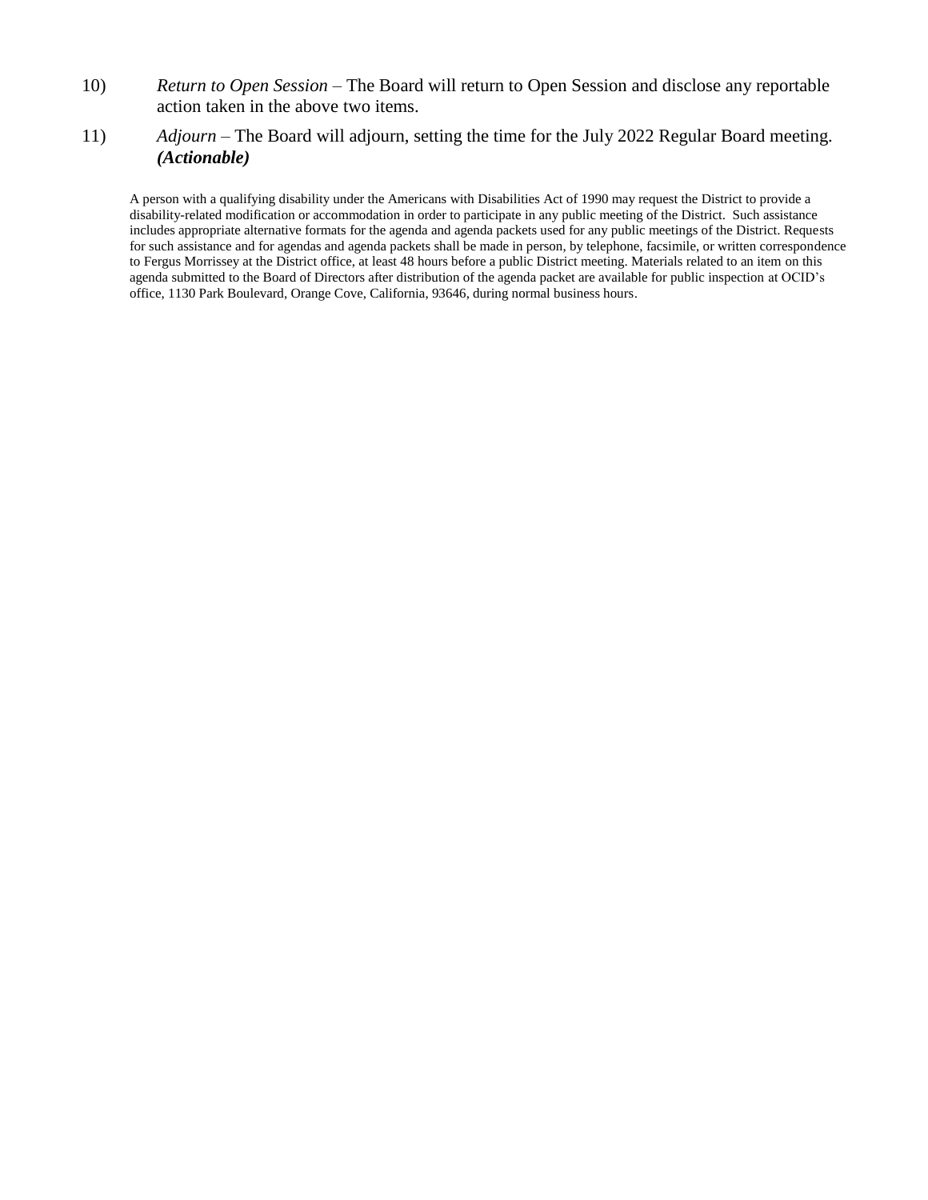10) *Return to Open Session* – The Board will return to Open Session and disclose any reportable action taken in the above two items.

11) *Adjourn* – The Board will adjourn, setting the time for the July 2022 Regular Board meeting. ***(Actionable)***

A person with a qualifying disability under the Americans with Disabilities Act of 1990 may request the District to provide a disability-related modification or accommodation in order to participate in any public meeting of the District. Such assistance includes appropriate alternative formats for the agenda and agenda packets used for any public meetings of the District. Requests for such assistance and for agendas and agenda packets shall be made in person, by telephone, facsimile, or written correspondence to Fergus Morrissey at the District office, at least 48 hours before a public District meeting. Materials related to an item on this agenda submitted to the Board of Directors after distribution of the agenda packet are available for public inspection at OCID's office, 1130 Park Boulevard, Orange Cove, California, 93646, during normal business hours.